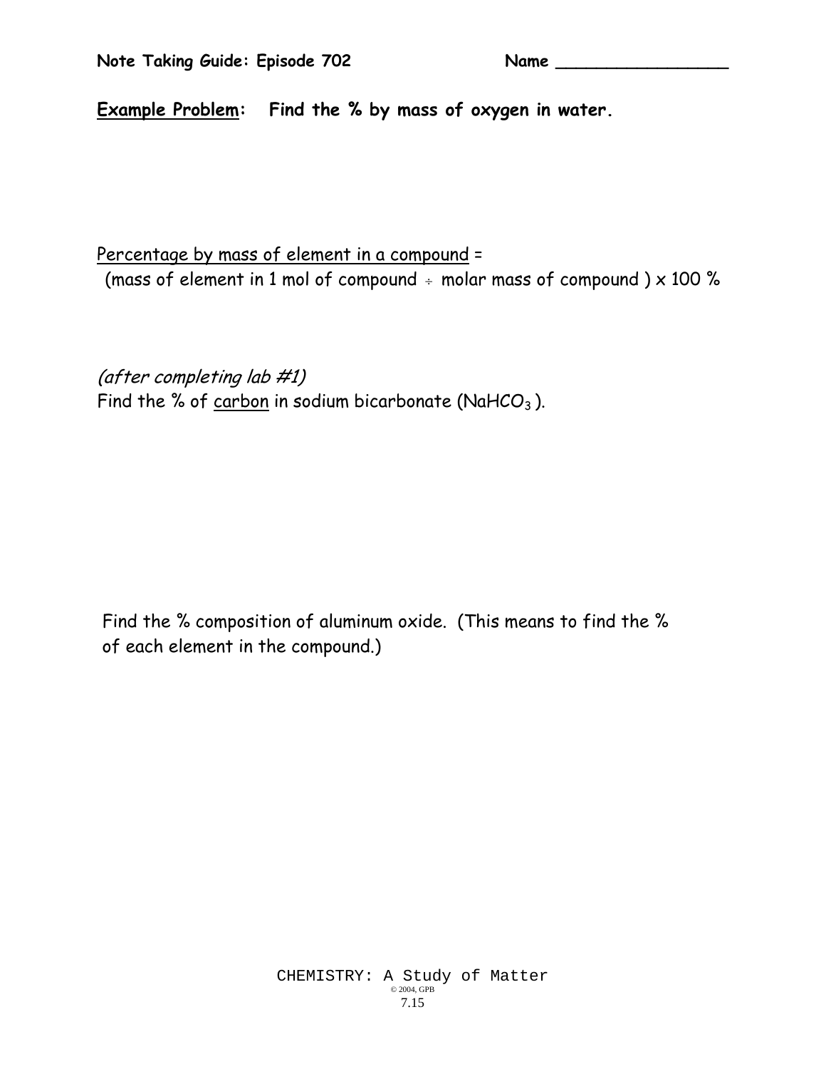**Note Taking Guide: Episode 702** Name ________________

**<u>Example Problem</u>: Find the % by mass of oxygen in water.**

<u>Percentage by mass of element in a compound</u> =
(mass of element in 1 mol of compound ÷ molar mass of compound ) x 100 %

*(after completing lab #1)*
Find the % of <u>carbon</u> in sodium bicarbonate ($NaHCO_3$ ).

Find the % composition of aluminum oxide. (This means to find the % of each element in the compound.)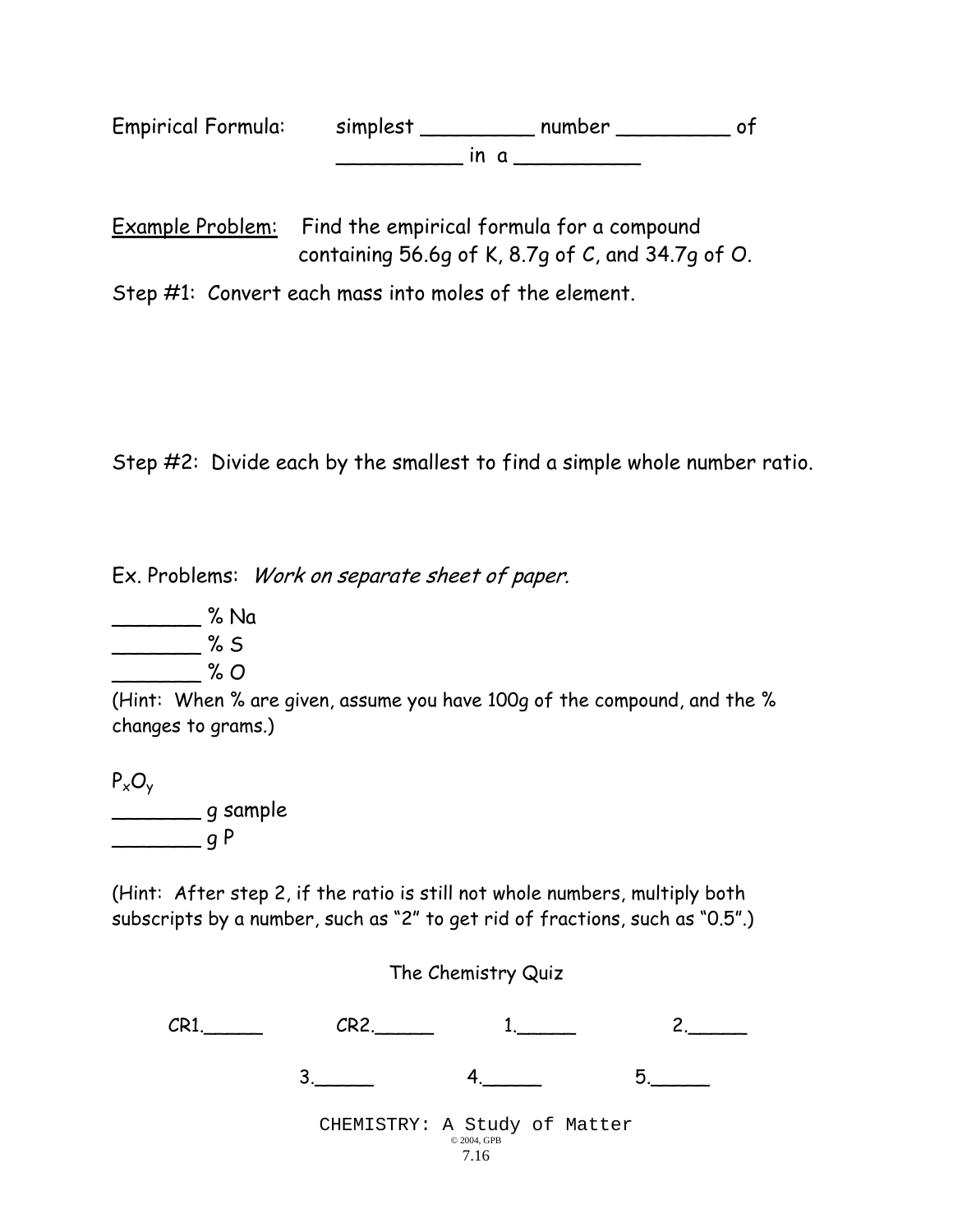Empirical Formula: simplest _________ number _________ of __________ in a __________

<u>Example Problem:</u> Find the empirical formula for a compound containing 56.6g of K, 8.7g of C, and 34.7g of O.

Step #1: Convert each mass into moles of the element.

Step #2: Divide each by the smallest to find a simple whole number ratio.

Ex. Problems: *Work on separate sheet of paper.*

_______ % Na
_______ % S
_______ % O

(Hint: When % are given, assume you have 100g of the compound, and the % changes to grams.)

$P_xO_y$
_______ g sample
_______ g P

(Hint: After step 2, if the ratio is still not whole numbers, multiply both subscripts by a number, such as "2" to get rid of fractions, such as "0.5".)

The Chemistry Quiz

CR1._____ CR2._____ 1._____ 2._____

3._____ 4._____ 5._____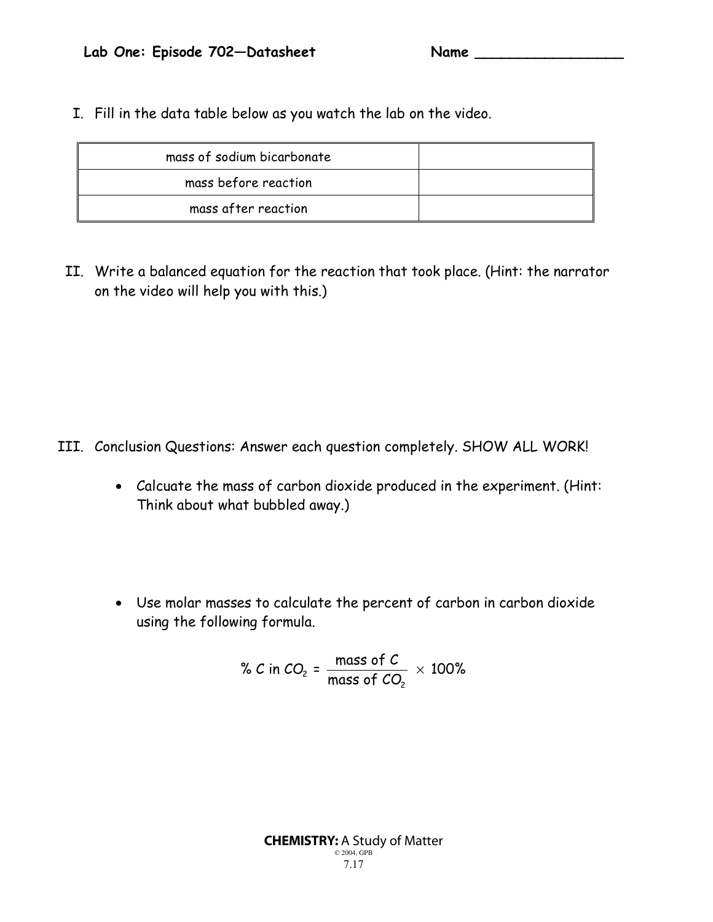**Lab One: Episode 702—Datasheet** **Name \_\_\_\_\_\_\_\_\_\_\_\_\_\_\_\_\_\_**

I. Fill in the data table below as you watch the lab on the video.

| | |
|---|---|
| mass of sodium bicarbonate | |
| mass before reaction | |
| mass after reaction | |

II. Write a balanced equation for the reaction that took place. (Hint: the narrator on the video will help you with this.)

III. Conclusion Questions: Answer each question completely. SHOW ALL WORK!

- Calcuate the mass of carbon dioxide produced in the experiment. (Hint: Think about what bubbled away.)

- Use molar masses to calculate the percent of carbon in carbon dioxide using the following formula.

$$\% \text{ C in } CO_2 = \frac{\text{mass of C}}{\text{mass of } CO_2} \times 100\%$$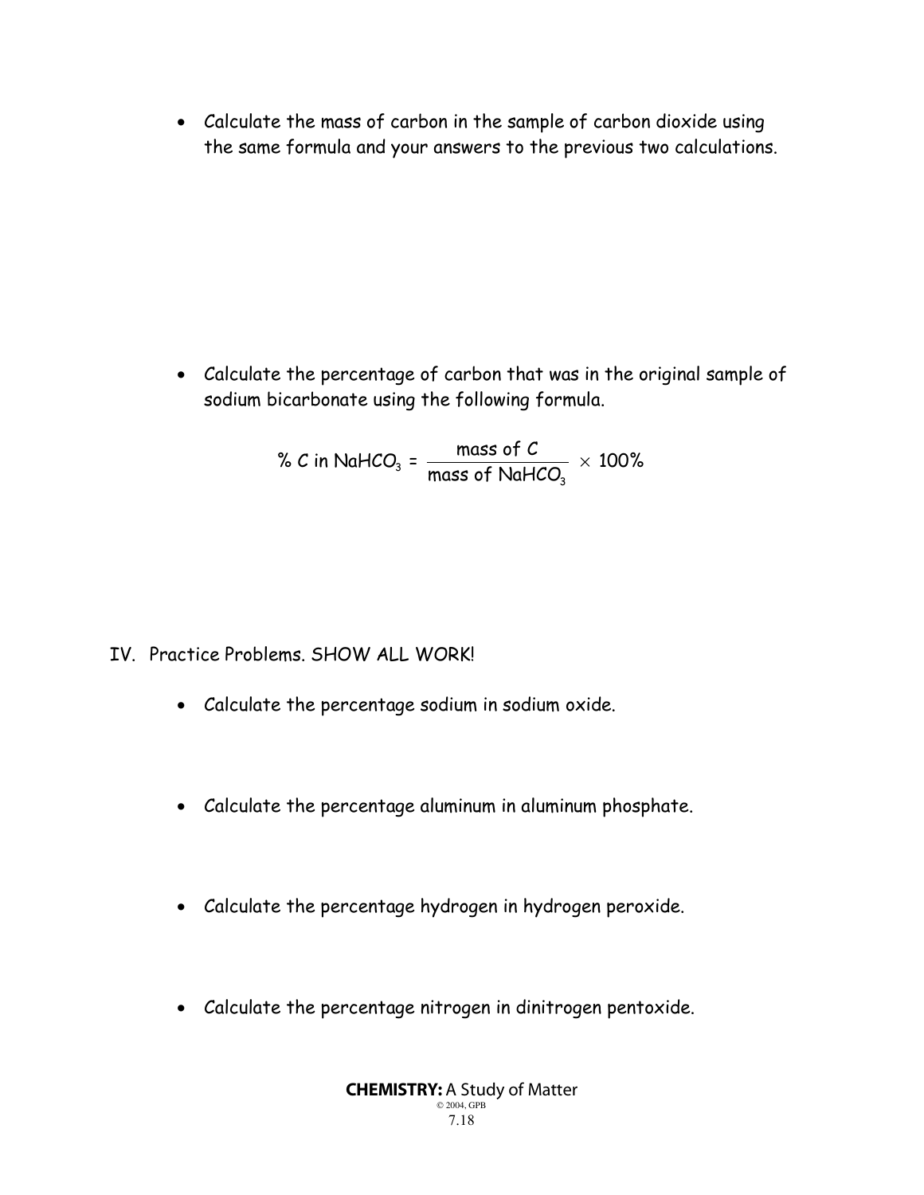- Calculate the mass of carbon in the sample of carbon dioxide using the same formula and your answers to the previous two calculations.

- Calculate the percentage of carbon that was in the original sample of sodium bicarbonate using the following formula.

$$\% \text{ C in } NaHCO_3 = \frac{\text{mass of C}}{\text{mass of } NaHCO_3} \times 100\%$$

IV. Practice Problems. SHOW ALL WORK!

- Calculate the percentage sodium in sodium oxide.

- Calculate the percentage aluminum in aluminum phosphate.

- Calculate the percentage hydrogen in hydrogen peroxide.

- Calculate the percentage nitrogen in dinitrogen pentoxide.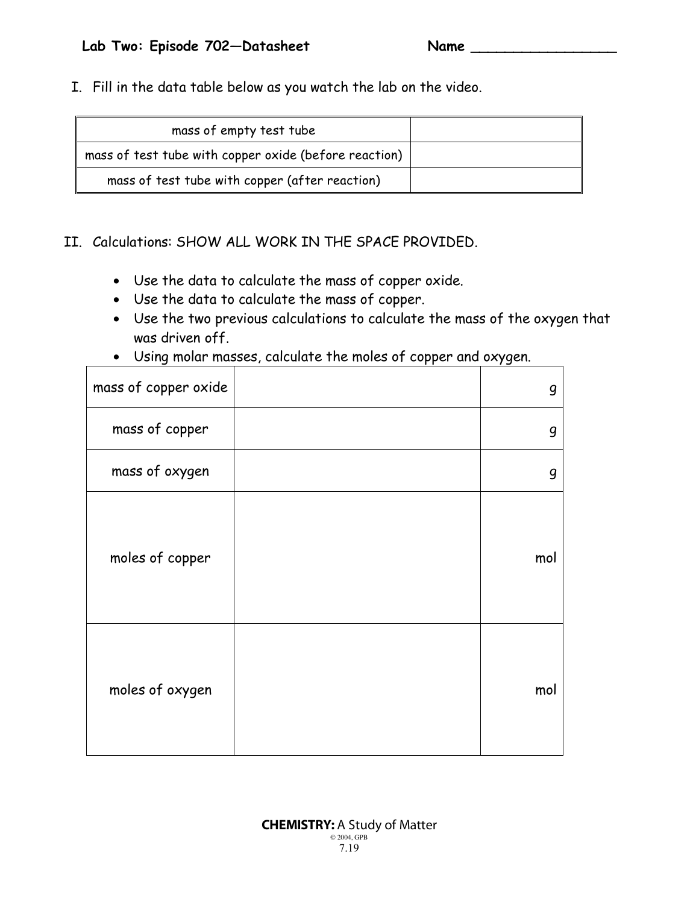**Lab Two: Episode 702—Datasheet** **Name \_\_\_\_\_\_\_\_\_\_\_\_\_\_\_\_\_\_**

I. Fill in the data table below as you watch the lab on the video.

| | |
|---|---|
| mass of empty test tube | |
| mass of test tube with copper oxide (before reaction) | |
| mass of test tube with copper (after reaction) | |

II. Calculations: SHOW ALL WORK IN THE SPACE PROVIDED.

- Use the data to calculate the mass of copper oxide.
- Use the data to calculate the mass of copper.
- Use the two previous calculations to calculate the mass of the oxygen that was driven off.
- Using molar masses, calculate the moles of copper and oxygen.

| | | |
|---|---|---|
| mass of copper oxide | | g |
| mass of copper | | g |
| mass of oxygen | | g |
| moles of copper | | mol |
| moles of oxygen | | mol |

**CHEMISTRY:** A Study of Matter
© 2004, GPB
7.19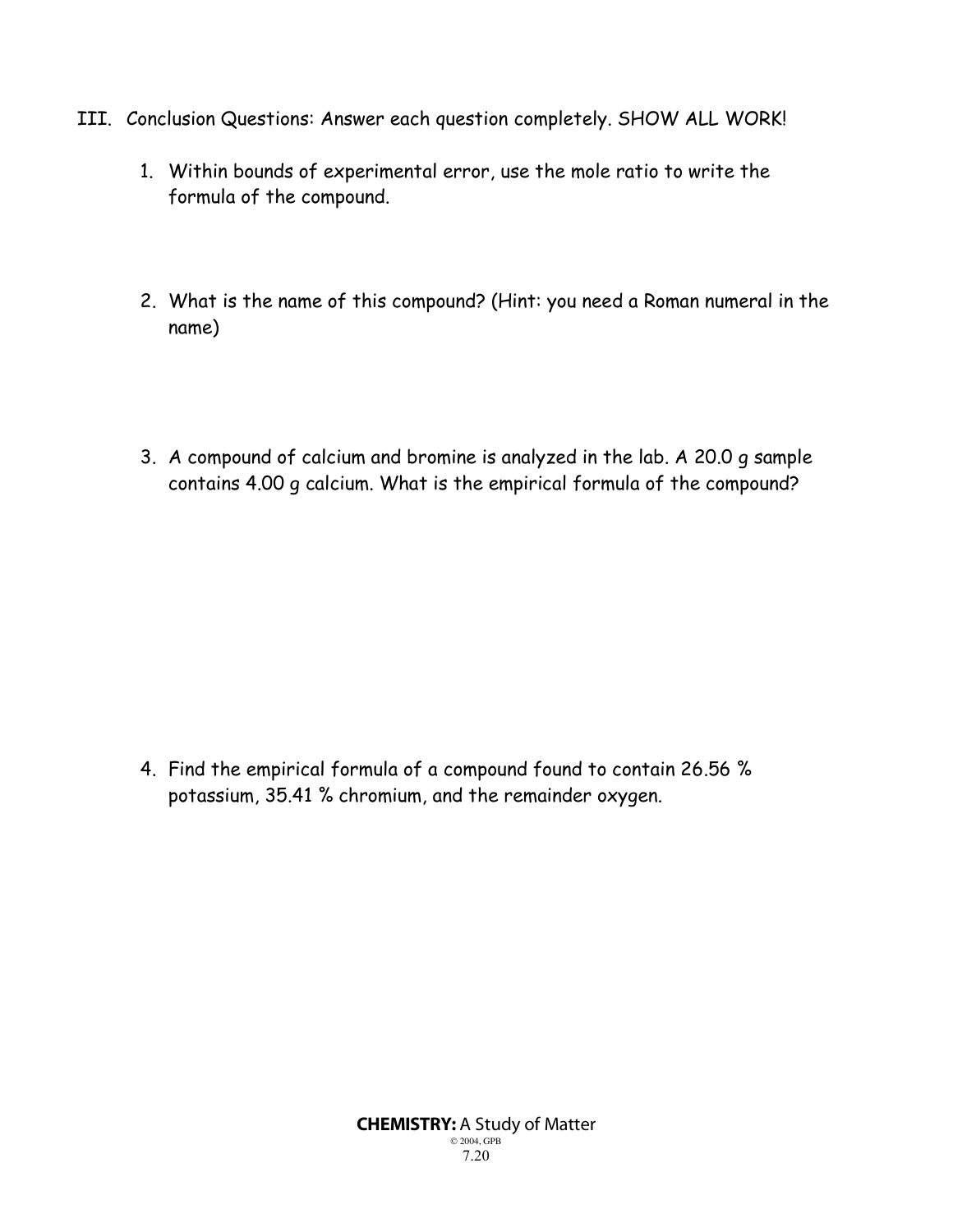III. Conclusion Questions: Answer each question completely. SHOW ALL WORK!

1. Within bounds of experimental error, use the mole ratio to write the formula of the compound.

2. What is the name of this compound? (Hint: you need a Roman numeral in the name)

3. A compound of calcium and bromine is analyzed in the lab. A 20.0 g sample contains 4.00 g calcium. What is the empirical formula of the compound?

4. Find the empirical formula of a compound found to contain 26.56 % potassium, 35.41 % chromium, and the remainder oxygen.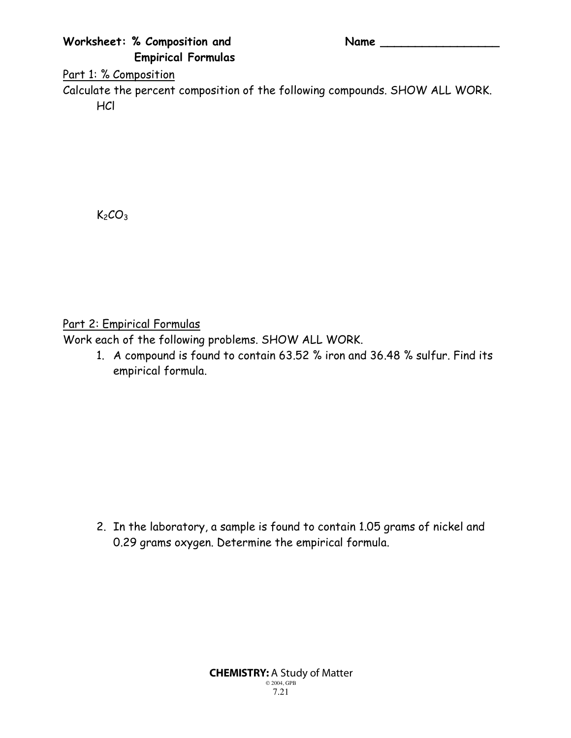**Worksheet: % Composition and Empirical Formulas**

Name ________________

Part 1: % Composition

Calculate the percent composition of the following compounds. SHOW ALL WORK.

$HCl$

$K_2CO_3$

Part 2: Empirical Formulas

Work each of the following problems. SHOW ALL WORK.

1. A compound is found to contain 63.52 % iron and 36.48 % sulfur. Find its empirical formula.

2. In the laboratory, a sample is found to contain 1.05 grams of nickel and 0.29 grams oxygen. Determine the empirical formula.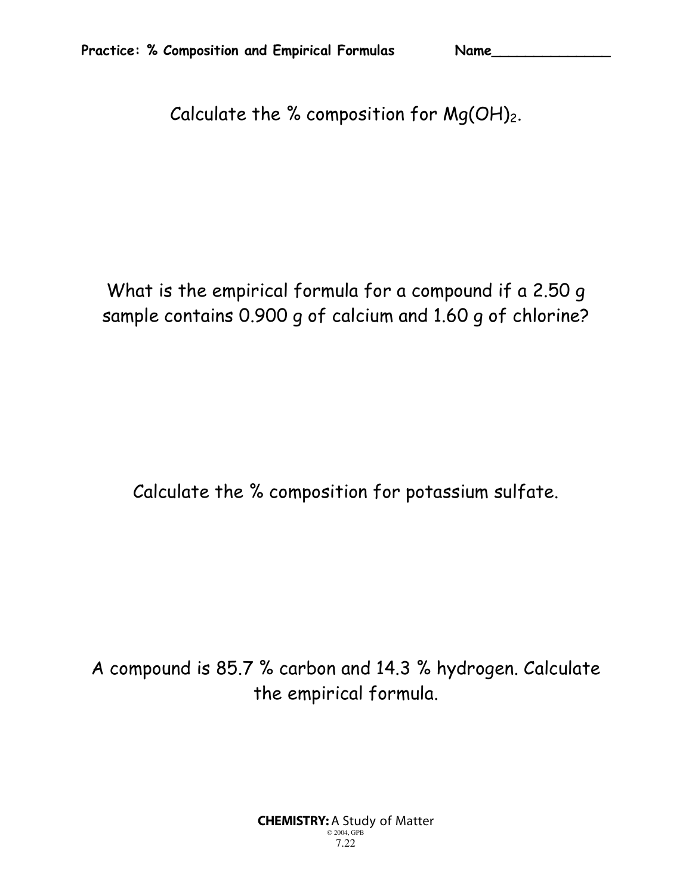**Practice: % Composition and Empirical Formulas** **Name______________**

Calculate the % composition for $Mg(OH)_2$.

What is the empirical formula for a compound if a 2.50 g sample contains 0.900 g of calcium and 1.60 g of chlorine?

Calculate the % composition for potassium sulfate.

A compound is 85.7 % carbon and 14.3 % hydrogen. Calculate the empirical formula.

**CHEMISTRY:** A Study of Matter
© 2004, GPB
7.22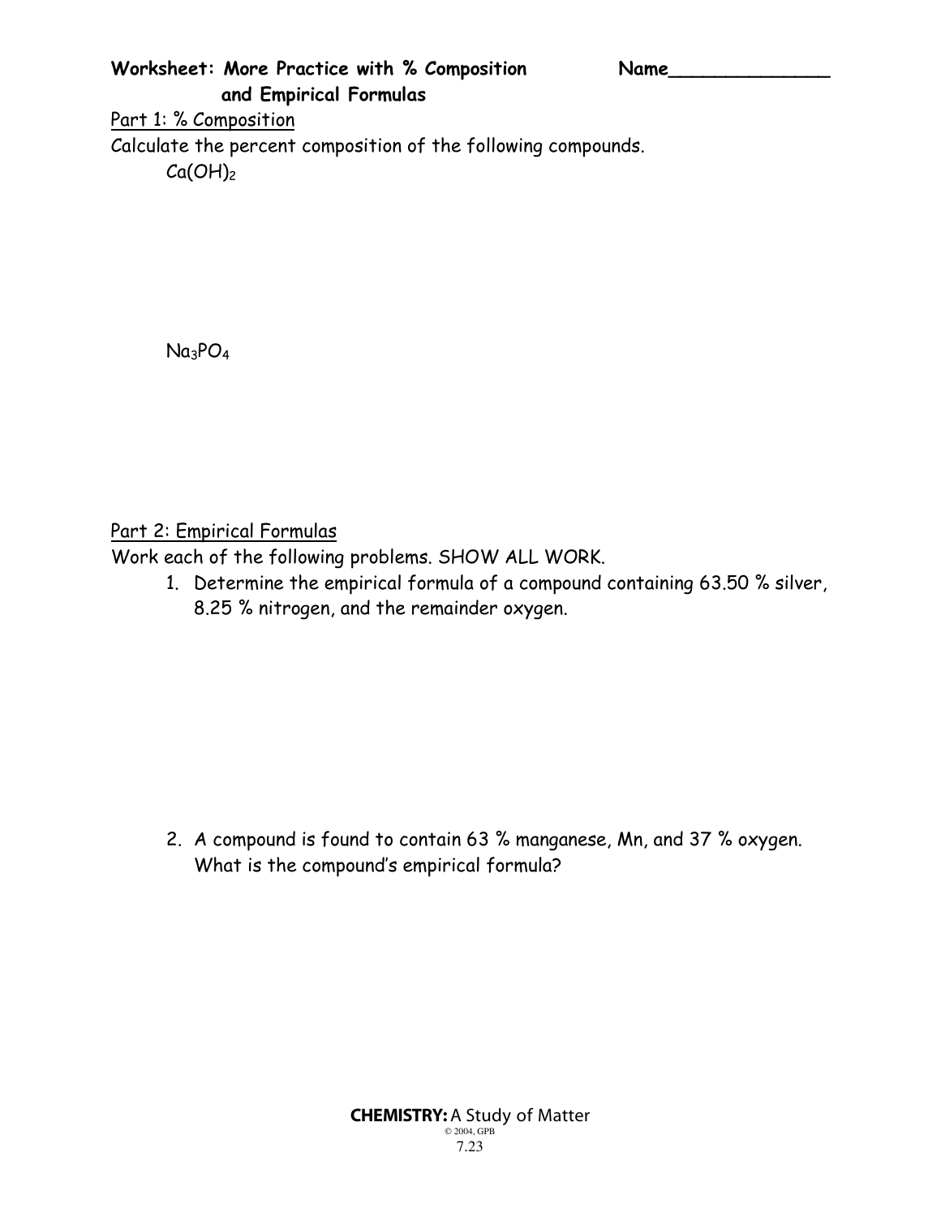**Worksheet: More Practice with % Composition and Empirical Formulas** Name______________

Part 1: % Composition

Calculate the percent composition of the following compounds.

$Ca(OH)_2$

$Na_3PO_4$

Part 2: Empirical Formulas

Work each of the following problems. SHOW ALL WORK.

1. Determine the empirical formula of a compound containing 63.50 % silver, 8.25 % nitrogen, and the remainder oxygen.

2. A compound is found to contain 63 % manganese, Mn, and 37 % oxygen. What is the compound's empirical formula?

**CHEMISTRY:** A Study of Matter
© 2004, GPB
7.23